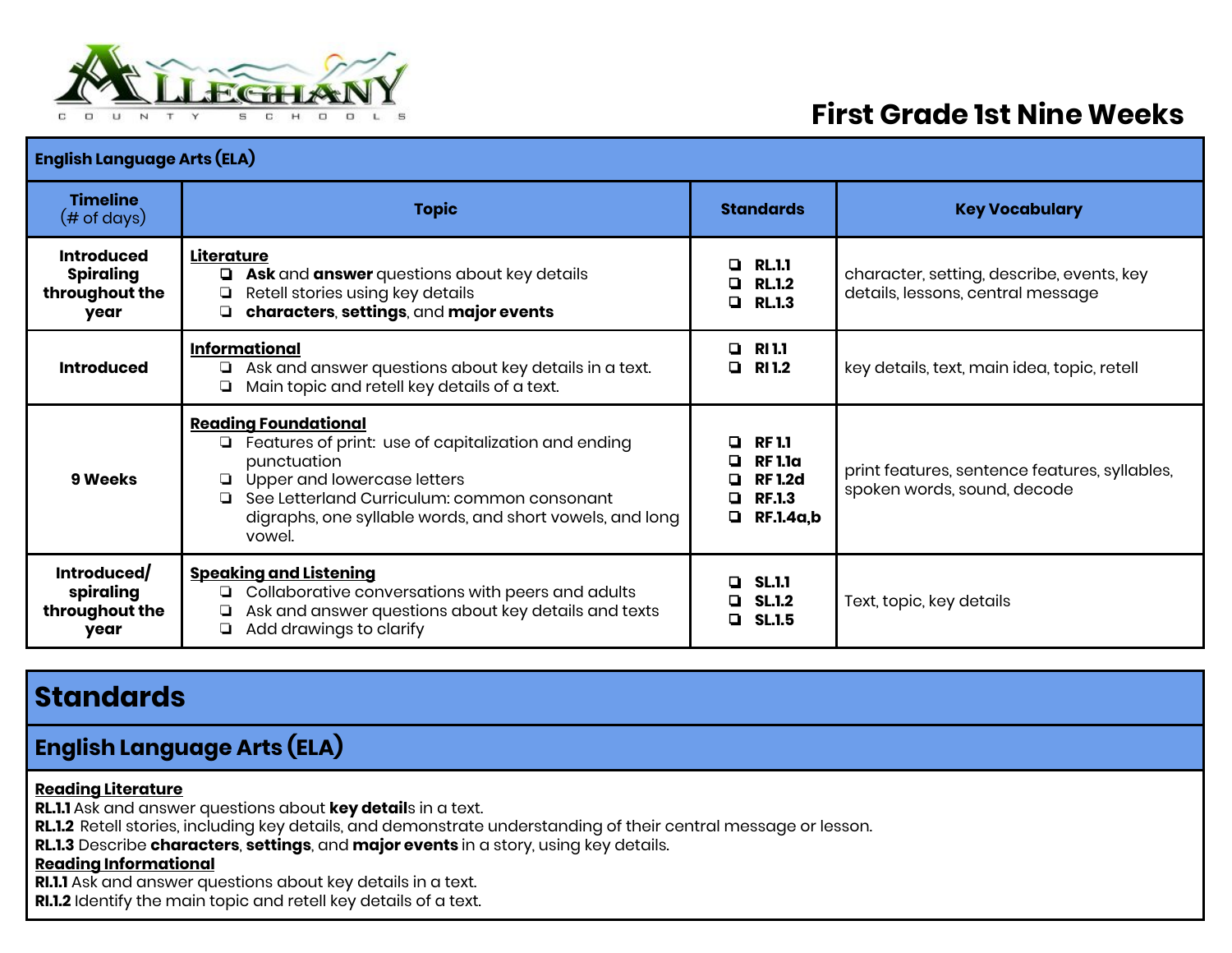# First Grade 1st Nine Weeks

| English Language Arts (ELA) | | | |
|---|---|---|---|
| **Timeline** (# of days) | **Topic** | **Standards** | **Key Vocabulary** |
| **Introduced Spiraling throughout the year** | **Literature**<br>❏ **Ask** and **answer** questions about key details<br>❏ Retell stories using key details<br>❏ **characters**, **settings**, and **major events** | ❏ **RL.1.1**<br>❏ **RL.1.2**<br>❏ **RL.1.3** | character, setting, describe, events, key details, lessons, central message |
| **Introduced** | **Informational**<br>❏ Ask and answer questions about key details in a text.<br>❏ Main topic and retell key details of a text. | ❏ **RI 1.1**<br>❏ **RI 1.2** | key details, text, main idea, topic, retell |
| **9 Weeks** | **Reading Foundational**<br>❏ Features of print: use of capitalization and ending punctuation<br>❏ Upper and lowercase letters<br>❏ See Letterland Curriculum: common consonant digraphs, one syllable words, and short vowels, and long vowel. | ❏ **RF 1.1**<br>❏ **RF 1.1a**<br>❏ **RF 1.2d**<br>❏ **RF.1.3**<br>❏ **RF.1.4a,b** | print features, sentence features, syllables, spoken words, sound, decode |
| **Introduced/ spiraling throughout the year** | **Speaking and Listening**<br>❏ Collaborative conversations with peers and adults<br>❏ Ask and answer questions about key details and texts<br>❏ Add drawings to clarify | ❏ **SL.1.1**<br>❏ **SL.1.2**<br>❏ **SL.1.5** | Text, topic, key details |

## Standards

### English Language Arts (ELA)

**Reading Literature**

**RL.1.1** Ask and answer questions about **key detail**s in a text.
**RL.1.2** Retell stories, including key details, and demonstrate understanding of their central message or lesson.
**RL.1.3** Describe **characters**, **settings**, and **major events** in a story, using key details.

**Reading Informational**

**RI.1.1** Ask and answer questions about key details in a text.
**RI.1.2** Identify the main topic and retell key details of a text.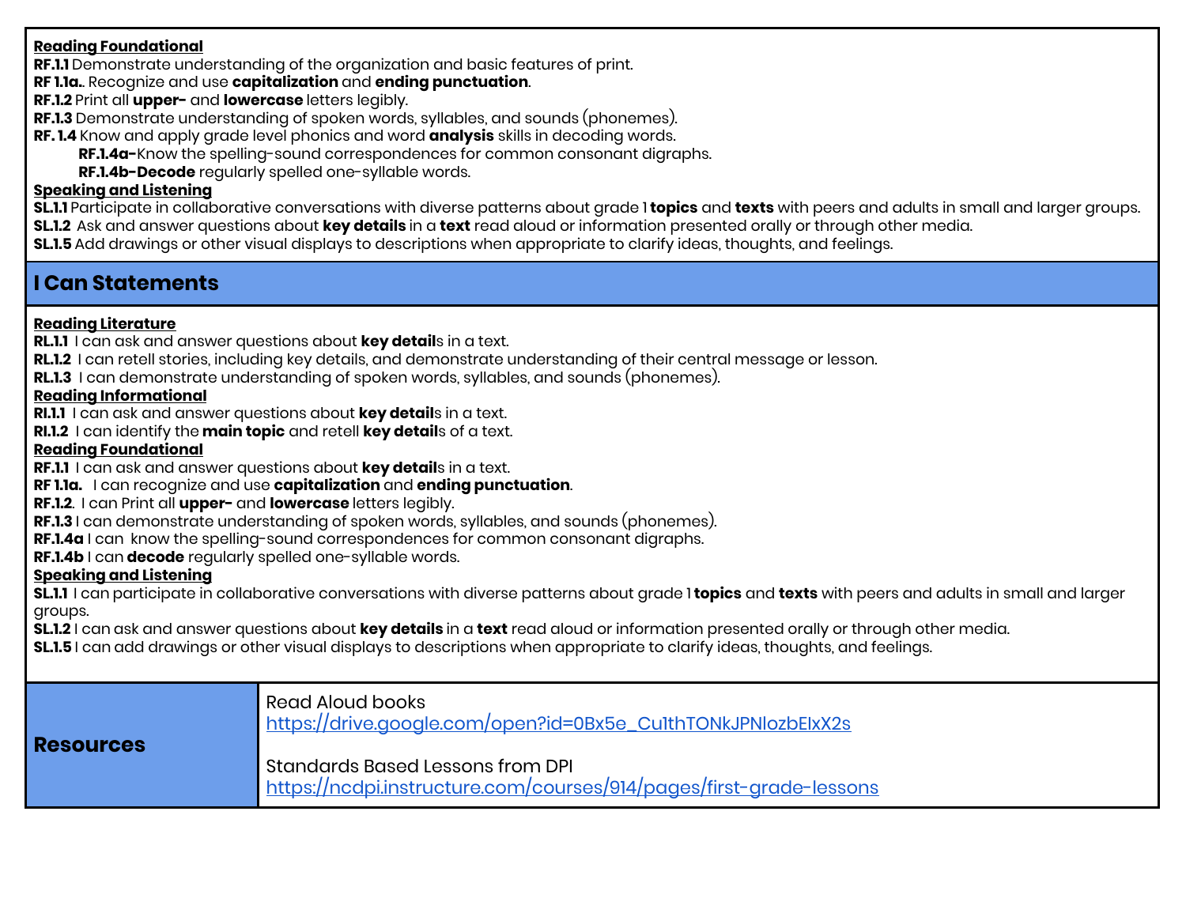**<u>Reading Foundational</u>**
**RF.1.1** Demonstrate understanding of the organization and basic features of print.
**RF 1.1a.**. Recognize and use **capitalization** and **ending punctuation**.
**RF.1.2** Print all **upper-** and **lowercase** letters legibly.
**RF.1.3** Demonstrate understanding of spoken words, syllables, and sounds (phonemes).
**RF. 1.4** Know and apply grade level phonics and word **analysis** skills in decoding words.

- **RF.1.4a-**Know the spelling-sound correspondences for common consonant digraphs.
- **RF.1.4b-Decode** regularly spelled one-syllable words.

**<u>Speaking and Listening</u>**
**SL.1.1** Participate in collaborative conversations with diverse patterns about grade 1 **topics** and **texts** with peers and adults in small and larger groups.
**SL.1.2** Ask and answer questions about **key details** in a **text** read aloud or information presented orally or through other media.
**SL.1.5** Add drawings or other visual displays to descriptions when appropriate to clarify ideas, thoughts, and feelings.

## I Can Statements

**<u>Reading Literature</u>**
**RL.1.1** I can ask and answer questions about **key detail**s in a text.
**RL.1.2** I can retell stories, including key details, and demonstrate understanding of their central message or lesson.
**RL.1.3** I can demonstrate understanding of spoken words, syllables, and sounds (phonemes).
**<u>Reading Informational</u>**
**RI.1.1** I can ask and answer questions about **key detail**s in a text.
**RI.1.2** I can identify the **main topic** and retell **key detail**s of a text.
**<u>Reading Foundational</u>**
**RF.1.1** I can ask and answer questions about **key detail**s in a text.
**RF 1.1a.** I can recognize and use **capitalization** and **ending punctuation**.
**RF.1.2**. I can Print all **upper-** and **lowercase** letters legibly.
**RF.1.3** I can demonstrate understanding of spoken words, syllables, and sounds (phonemes).
**RF.1.4a** I can know the spelling-sound correspondences for common consonant digraphs.
**RF.1.4b** I can **decode** regularly spelled one-syllable words.
**<u>Speaking and Listening</u>**
**SL.1.1** I can participate in collaborative conversations with diverse patterns about grade 1 **topics** and **texts** with peers and adults in small and larger groups.
**SL.1.2** I can ask and answer questions about **key details** in a **text** read aloud or information presented orally or through other media.
**SL.1.5** I can add drawings or other visual displays to descriptions when appropriate to clarify ideas, thoughts, and feelings.

| **Resources** | Read Aloud books<br>https://drive.google.com/open?id=0Bx5e_Cu1thTONkJPNlozbElxX2s<br><br>Standards Based Lessons from DPI<br>https://ncdpi.instructure.com/courses/914/pages/first-grade-lessons |
|---|---|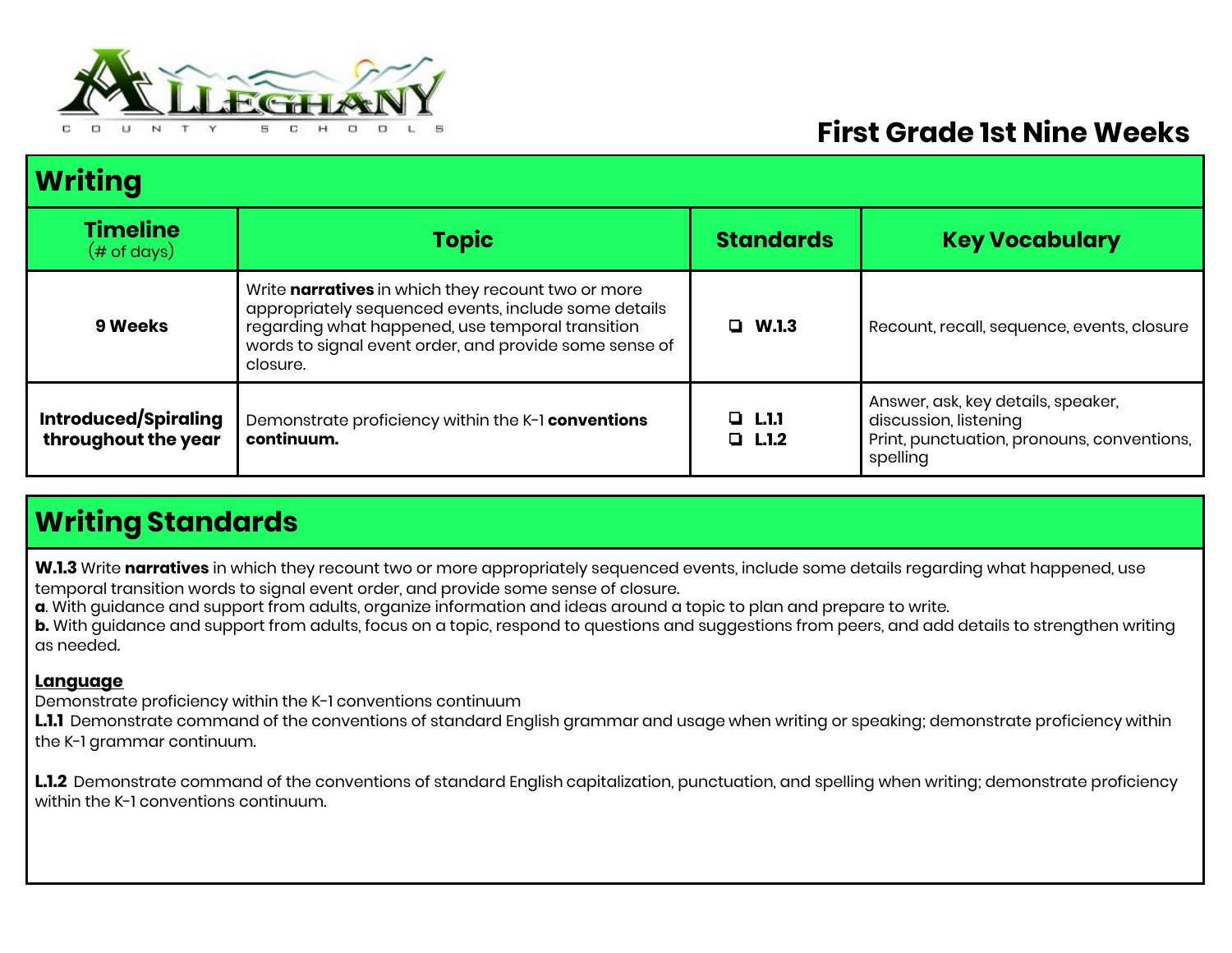# First Grade 1st Nine Weeks

## Writing

| Timeline (# of days) | Topic | Standards | Key Vocabulary |
|---|---|---|---|
| **9 Weeks** | Write **narratives** in which they recount two or more appropriately sequenced events, include some details regarding what happened, use temporal transition words to signal event order, and provide some sense of closure. | ❑ **W.1.3** | Recount, recall, sequence, events, closure |
| **Introduced/Spiraling throughout the year** | Demonstrate proficiency within the K-1 **conventions continuum.** | ❑ **L.1.1**<br>❑ **L.1.2** | Answer, ask, key details, speaker, discussion, listening<br>Print, punctuation, pronouns, conventions, spelling |

## Writing Standards

**W.1.3** Write **narratives** in which they recount two or more appropriately sequenced events, include some details regarding what happened, use temporal transition words to signal event order, and provide some sense of closure.

**a**. With guidance and support from adults, organize information and ideas around a topic to plan and prepare to write.

**b.** With guidance and support from adults, focus on a topic, respond to questions and suggestions from peers, and add details to strengthen writing as needed.

**Language**

Demonstrate proficiency within the K-1 conventions continuum

**L.1.1** Demonstrate command of the conventions of standard English grammar and usage when writing or speaking; demonstrate proficiency within the K-1 grammar continuum.

**L.1.2** Demonstrate command of the conventions of standard English capitalization, punctuation, and spelling when writing; demonstrate proficiency within the K-1 conventions continuum.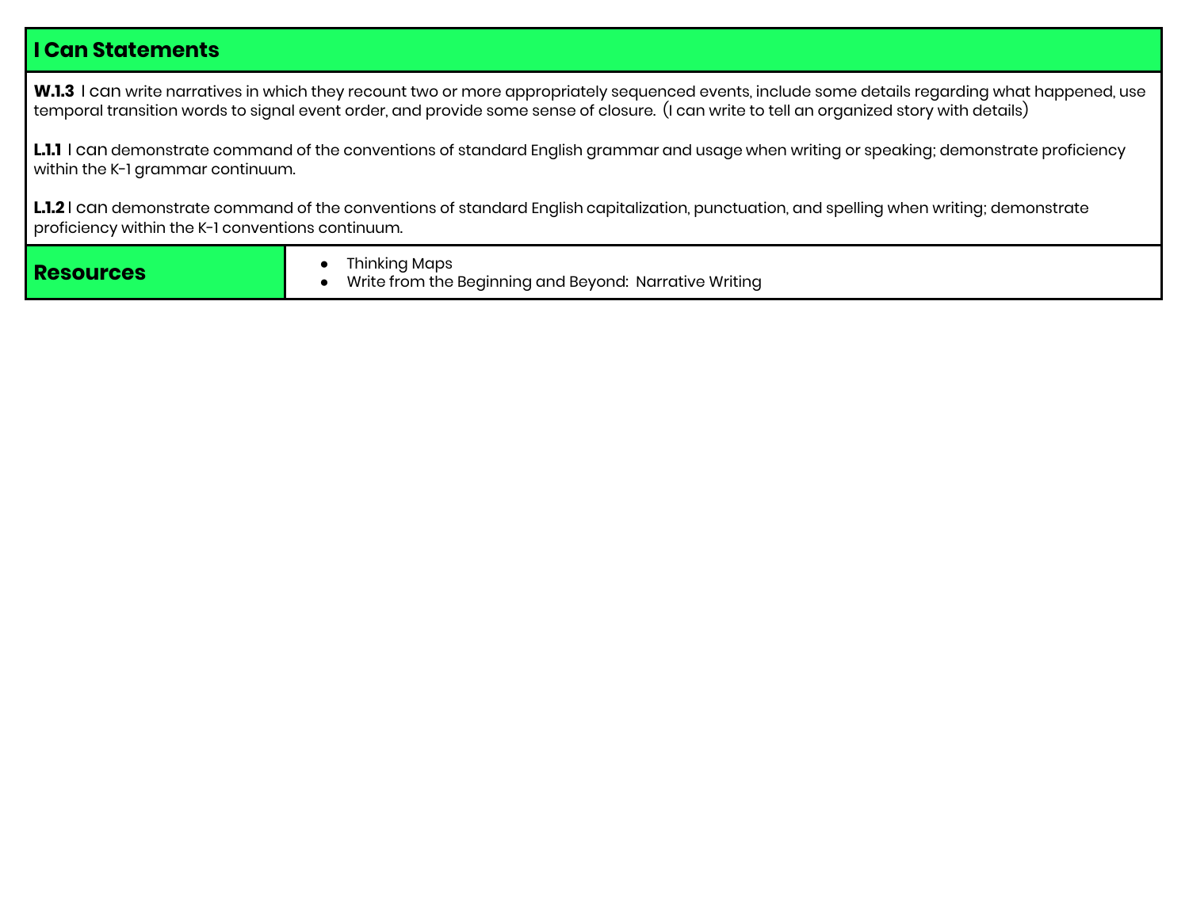| I Can Statements | |
|---|---|
| **W.1.3** I can write narratives in which they recount two or more appropriately sequenced events, include some details regarding what happened, use temporal transition words to signal event order, and provide some sense of closure. (I can write to tell an organized story with details)<br><br>**L.1.1** I can demonstrate command of the conventions of standard English grammar and usage when writing or speaking; demonstrate proficiency within the K-1 grammar continuum.<br><br>**L.1.2** I can demonstrate command of the conventions of standard English capitalization, punctuation, and spelling when writing; demonstrate proficiency within the K-1 conventions continuum. | |
| **Resources** | • Thinking Maps<br>• Write from the Beginning and Beyond: Narrative Writing |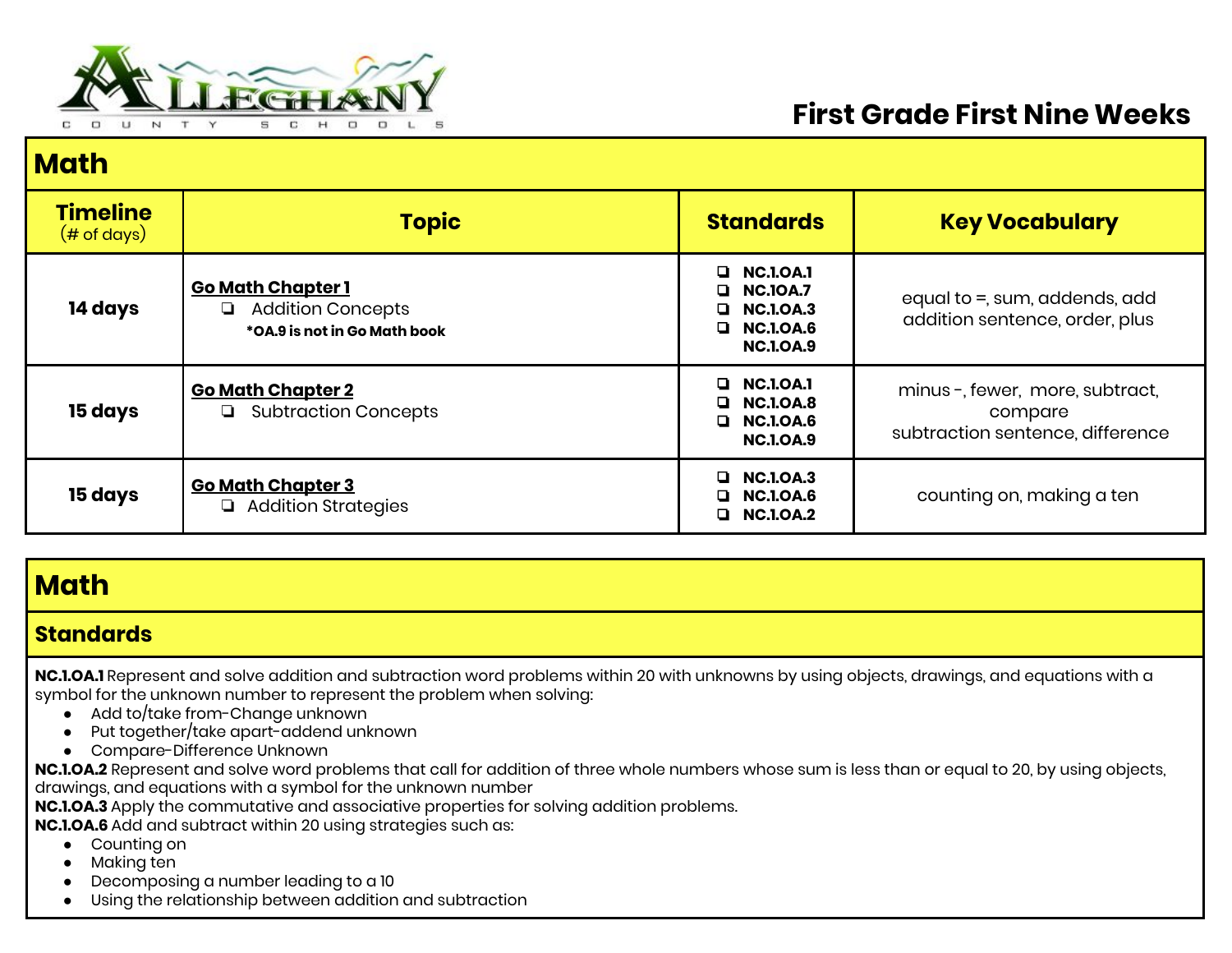# First Grade First Nine Weeks

## Math

| Timeline (# of days) | Topic | Standards | Key Vocabulary |
|---|---|---|---|
| **14 days** | **Go Math Chapter 1**<br>❏ Addition Concepts<br>**\*OA.9 is not in Go Math book** | ❏ **NC.1.OA.1**<br>❏ **NC.1OA.7**<br>❏ **NC.1.OA.3**<br>❏ **NC.1.OA.6**<br>**NC.1.OA.9** | equal to =, sum, addends, add addition sentence, order, plus |
| **15 days** | **Go Math Chapter 2**<br>❏ Subtraction Concepts | ❏ **NC.1.OA.1**<br>❏ **NC.1.OA.8**<br>❏ **NC.1.OA.6**<br>**NC.1.OA.9** | minus -, fewer, more, subtract, compare<br>subtraction sentence, difference |
| **15 days** | **Go Math Chapter 3**<br>❏ Addition Strategies | ❏ **NC.1.OA.3**<br>❏ **NC.1.OA.6**<br>❏ **NC.1.OA.2** | counting on, making a ten |

## Math

### Standards

**NC.1.OA.1** Represent and solve addition and subtraction word problems within 20 with unknowns by using objects, drawings, and equations with a symbol for the unknown number to represent the problem when solving:

- Add to/take from-Change unknown
- Put together/take apart-addend unknown
- Compare-Difference Unknown

**NC.1.OA.2** Represent and solve word problems that call for addition of three whole numbers whose sum is less than or equal to 20, by using objects, drawings, and equations with a symbol for the unknown number

**NC.1.OA.3** Apply the commutative and associative properties for solving addition problems.

**NC.1.OA.6** Add and subtract within 20 using strategies such as:

- Counting on
- Making ten
- Decomposing a number leading to a 10
- Using the relationship between addition and subtraction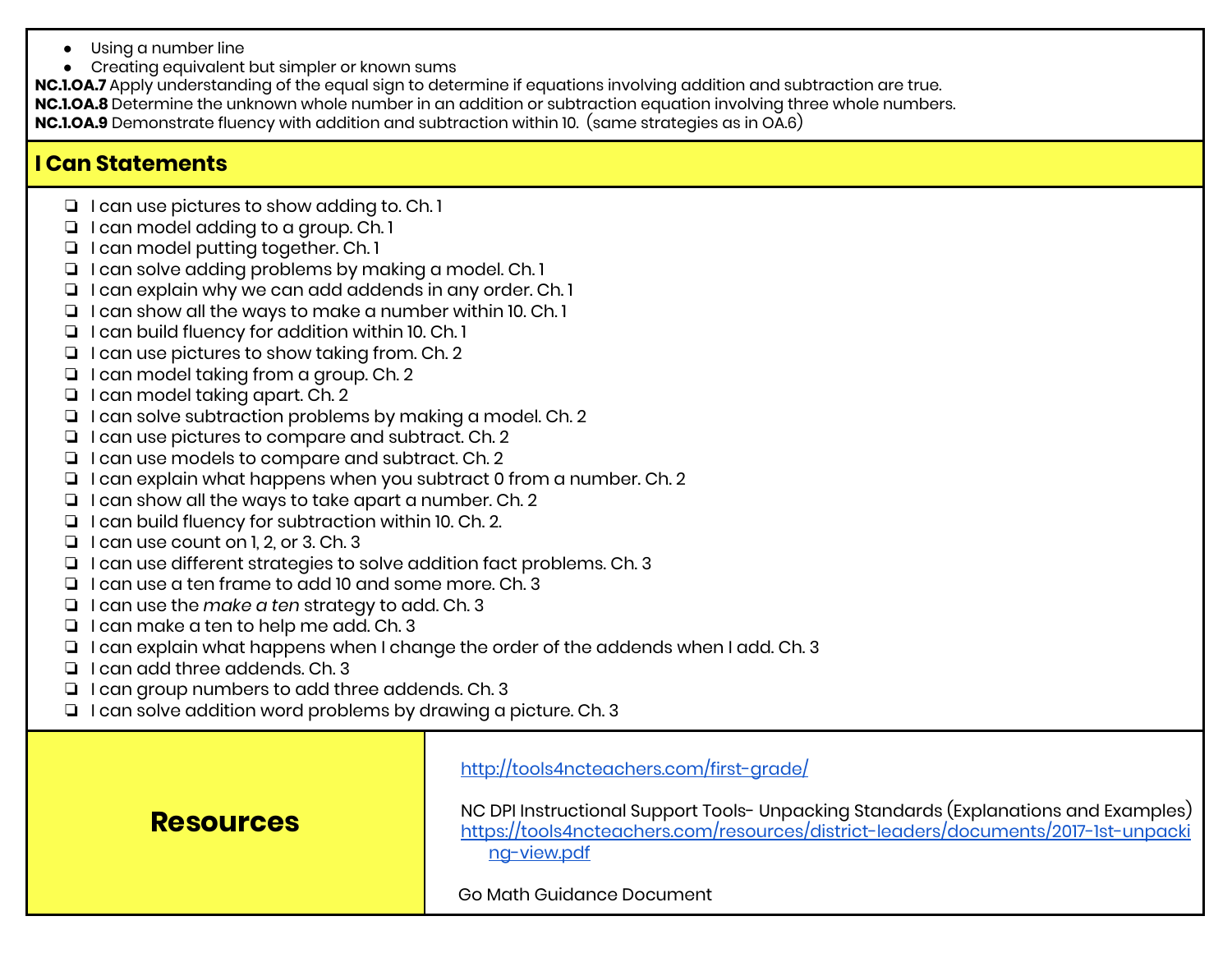- Using a number line
- Creating equivalent but simpler or known sums

**NC.1.OA.7** Apply understanding of the equal sign to determine if equations involving addition and subtraction are true.
**NC.1.OA.8** Determine the unknown whole number in an addition or subtraction equation involving three whole numbers.
**NC.1.OA.9** Demonstrate fluency with addition and subtraction within 10. (same strategies as in OA.6)

## I Can Statements

- ❏ I can use pictures to show adding to. Ch. 1
- ❏ I can model adding to a group. Ch. 1
- ❏ I can model putting together. Ch. 1
- ❏ I can solve adding problems by making a model. Ch. 1
- ❏ I can explain why we can add addends in any order. Ch. 1
- ❏ I can show all the ways to make a number within 10. Ch. 1
- ❏ I can build fluency for addition within 10. Ch. 1
- ❏ I can use pictures to show taking from. Ch. 2
- ❏ I can model taking from a group. Ch. 2
- ❏ I can model taking apart. Ch. 2
- ❏ I can solve subtraction problems by making a model. Ch. 2
- ❏ I can use pictures to compare and subtract. Ch. 2
- ❏ I can use models to compare and subtract. Ch. 2
- ❏ I can explain what happens when you subtract 0 from a number. Ch. 2
- ❏ I can show all the ways to take apart a number. Ch. 2
- ❏ I can build fluency for subtraction within 10. Ch. 2.
- ❏ I can use count on 1, 2, or 3. Ch. 3
- ❏ I can use different strategies to solve addition fact problems. Ch. 3
- ❏ I can use a ten frame to add 10 and some more. Ch. 3
- ❏ I can use the *make a ten* strategy to add. Ch. 3
- ❏ I can make a ten to help me add. Ch. 3
- ❏ I can explain what happens when I change the order of the addends when I add. Ch. 3
- ❏ I can add three addends. Ch. 3
- ❏ I can group numbers to add three addends. Ch. 3
- ❏ I can solve addition word problems by drawing a picture. Ch. 3

| **Resources** | http://tools4ncteachers.com/first-grade/<br><br>NC DPI Instructional Support Tools- Unpacking Standards (Explanations and Examples) https://tools4ncteachers.com/resources/district-leaders/documents/2017-1st-unpacking-view.pdf<br><br>Go Math Guidance Document |
|---|---|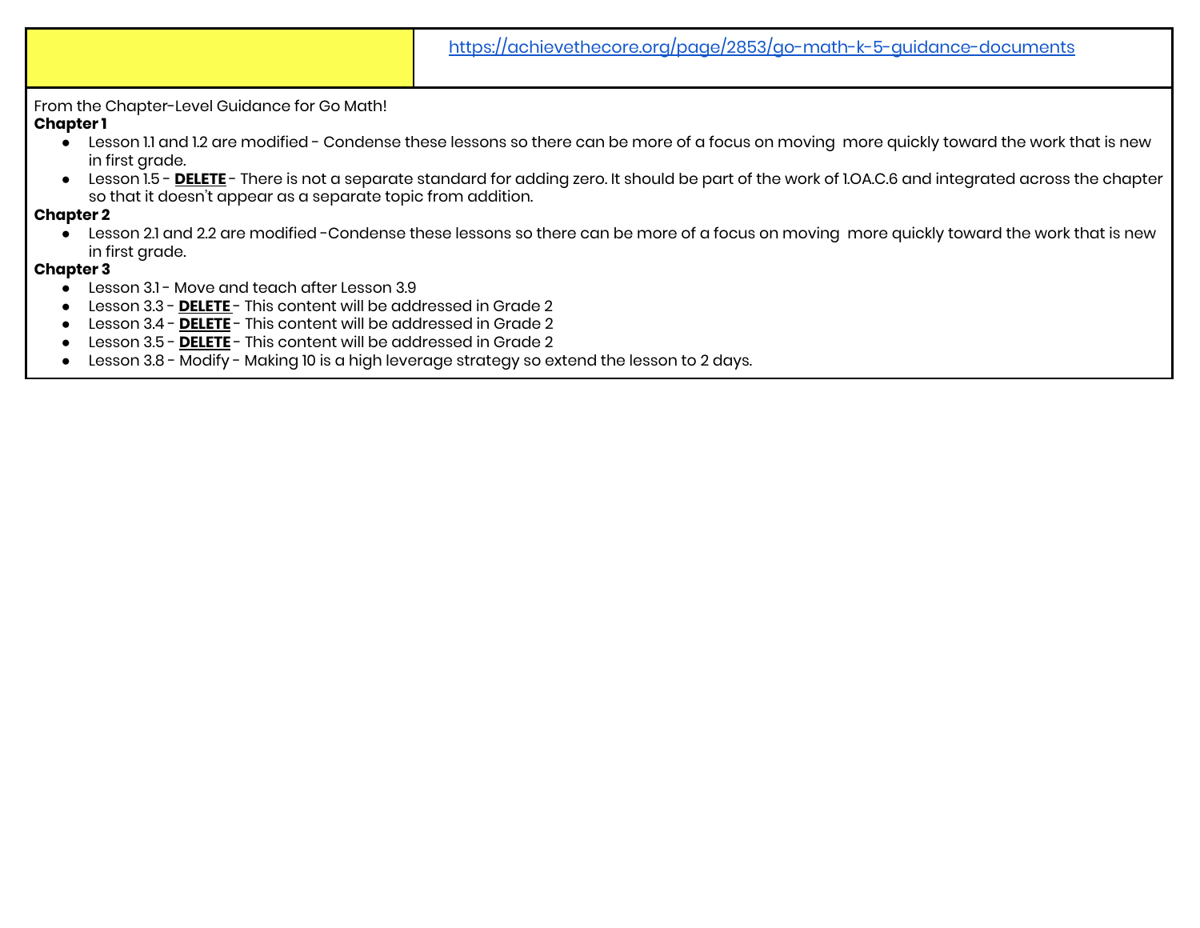| | |
|---|---|
| | https://achievethecore.org/page/2853/go-math-k-5-guidance-documents |

From the Chapter-Level Guidance for Go Math!

**Chapter 1**

- Lesson 1.1 and 1.2 are modified - Condense these lessons so there can be more of a focus on moving more quickly toward the work that is new in first grade.
- Lesson 1.5 - **DELETE** - There is not a separate standard for adding zero. It should be part of the work of 1.OA.C.6 and integrated across the chapter so that it doesn't appear as a separate topic from addition.

**Chapter 2**

- Lesson 2.1 and 2.2 are modified -Condense these lessons so there can be more of a focus on moving more quickly toward the work that is new in first grade.

**Chapter 3**

- Lesson 3.1 - Move and teach after Lesson 3.9
- Lesson 3.3 - **DELETE** - This content will be addressed in Grade 2
- Lesson 3.4 - **DELETE** - This content will be addressed in Grade 2
- Lesson 3.5 - **DELETE** - This content will be addressed in Grade 2
- Lesson 3.8 - Modify - Making 10 is a high leverage strategy so extend the lesson to 2 days.